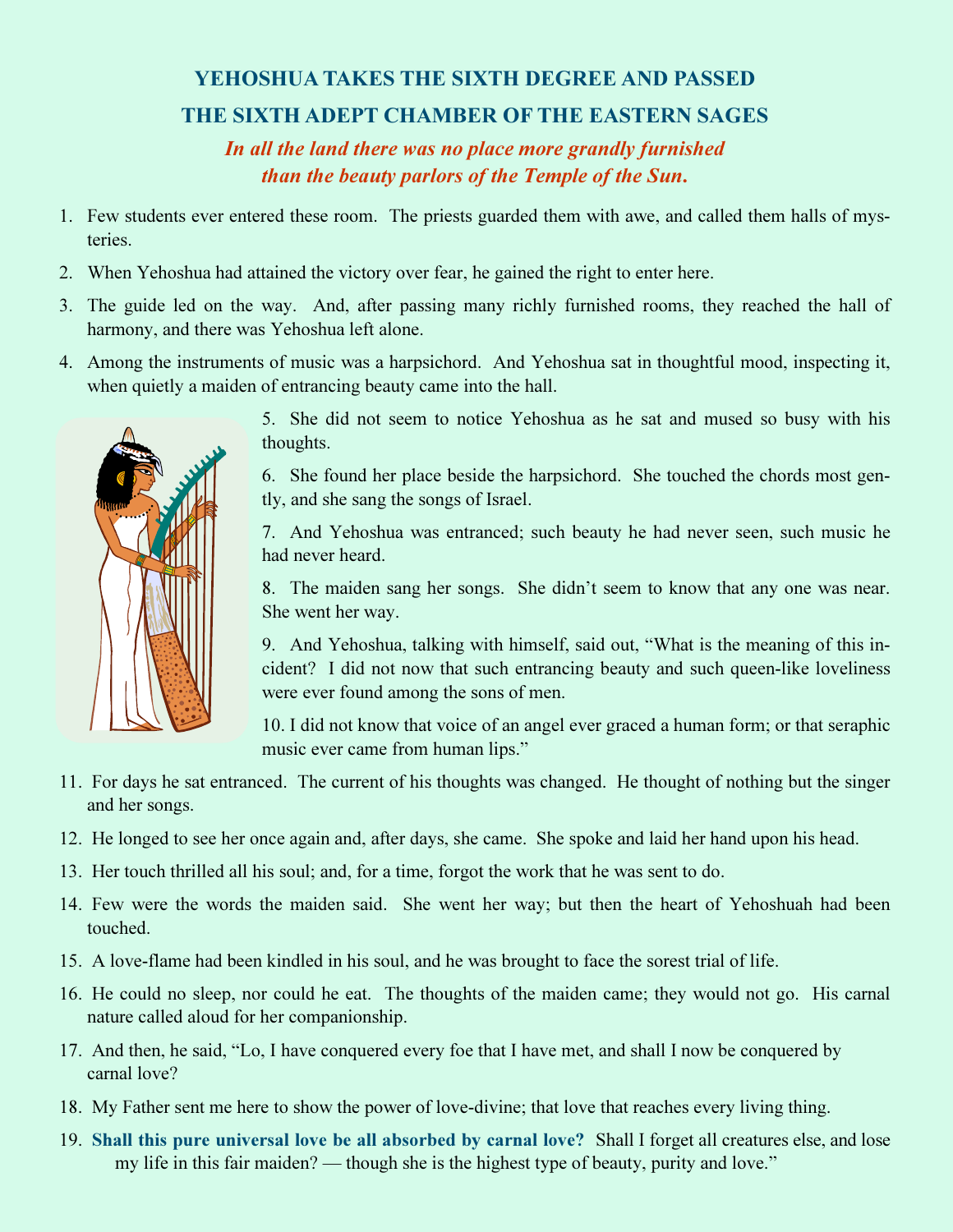# YEHOSHUA TAKES THE SIXTH DEGREE AND PASSED THE SIXTH ADEPT CHAMBER OF THE EASTERN SAGES

***In all the land there was no place more grandly furnished than the beauty parlors of the Temple of the Sun.***

1. Few students ever entered these room. The priests guarded them with awe, and called them halls of mysteries.
2. When Yehoshua had attained the victory over fear, he gained the right to enter here.
3. The guide led on the way. And, after passing many richly furnished rooms, they reached the hall of harmony, and there was Yehoshua left alone.
4. Among the instruments of music was a harpsichord. And Yehoshua sat in thoughtful mood, inspecting it, when quietly a maiden of entrancing beauty came into the hall.
5. She did not seem to notice Yehoshua as he sat and mused so busy with his thoughts.
6. She found her place beside the harpsichord. She touched the chords most gently, and she sang the songs of Israel.
7. And Yehoshua was entranced; such beauty he had never seen, such music he had never heard.
8. The maiden sang her songs. She didn't seem to know that any one was near. She went her way.
9. And Yehoshua, talking with himself, said out, "What is the meaning of this incident? I did not now that such entrancing beauty and such queen-like loveliness were ever found among the sons of men.
10. I did not know that voice of an angel ever graced a human form; or that seraphic music ever came from human lips."
11. For days he sat entranced. The current of his thoughts was changed. He thought of nothing but the singer and her songs.
12. He longed to see her once again and, after days, she came. She spoke and laid her hand upon his head.
13. Her touch thrilled all his soul; and, for a time, forgot the work that he was sent to do.
14. Few were the words the maiden said. She went her way; but then the heart of Yehoshuah had been touched.
15. A love-flame had been kindled in his soul, and he was brought to face the sorest trial of life.
16. He could no sleep, nor could he eat. The thoughts of the maiden came; they would not go. His carnal nature called aloud for her companionship.
17. And then, he said, "Lo, I have conquered every foe that I have met, and shall I now be conquered by carnal love?
18. My Father sent me here to show the power of love-divine; that love that reaches every living thing.
19. **Shall this pure universal love be all absorbed by carnal love?** Shall I forget all creatures else, and lose my life in this fair maiden? — though she is the highest type of beauty, purity and love."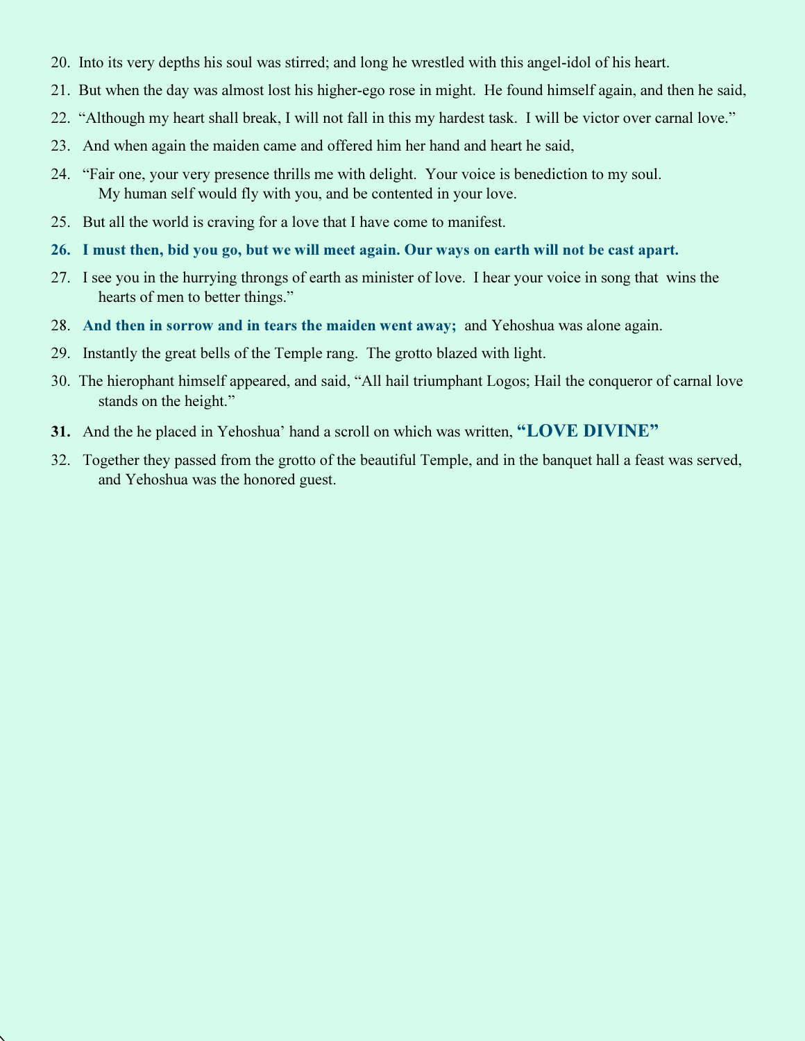20. Into its very depths his soul was stirred; and long he wrestled with this angel-idol of his heart.

21. But when the day was almost lost his higher-ego rose in might. He found himself again, and then he said,

22. "Although my heart shall break, I will not fall in this my hardest task. I will be victor over carnal love."

23. And when again the maiden came and offered him her hand and heart he said,

24. "Fair one, your very presence thrills me with delight. Your voice is benediction to my soul. My human self would fly with you, and be contented in your love.

25. But all the world is craving for a love that I have come to manifest.

**26. I must then, bid you go, but we will meet again. Our ways on earth will not be cast apart.**

27. I see you in the hurrying throngs of earth as minister of love. I hear your voice in song that wins the hearts of men to better things."

28. **And then in sorrow and in tears the maiden went away;** and Yehoshua was alone again.

29. Instantly the great bells of the Temple rang. The grotto blazed with light.

30. The hierophant himself appeared, and said, "All hail triumphant Logos; Hail the conqueror of carnal love stands on the height."

**31.** And the he placed in Yehoshua' hand a scroll on which was written, **"LOVE DIVINE"**

32. Together they passed from the grotto of the beautiful Temple, and in the banquet hall a feast was served, and Yehoshua was the honored guest.